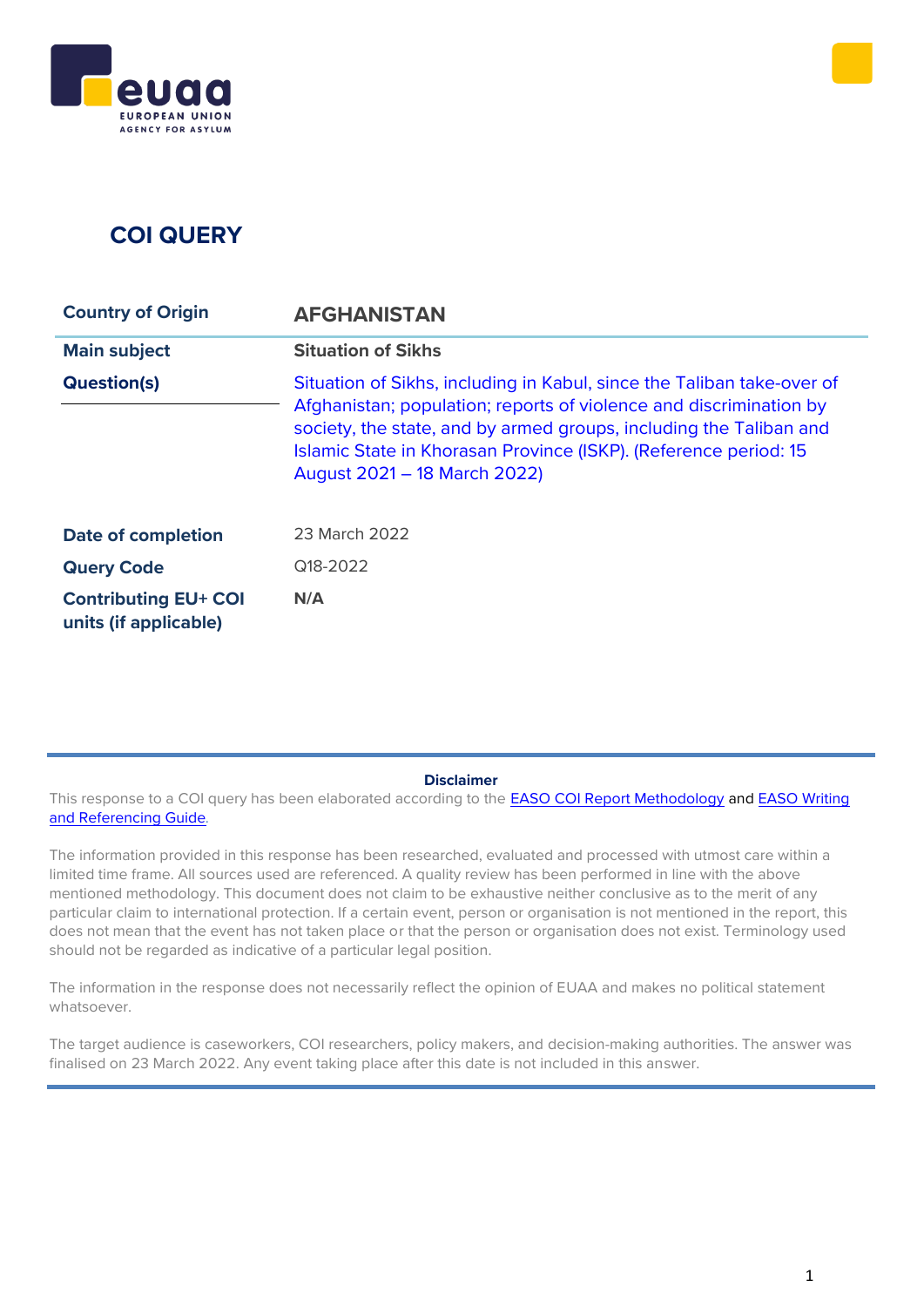# COI QUERY

| | |
|---|---|
| **Country of Origin** | **AFGHANISTAN** |
| **Main subject** | **Situation of Sikhs** |
| **Question(s)** | Situation of Sikhs, including in Kabul, since the Taliban take-over of Afghanistan; population; reports of violence and discrimination by society, the state, and by armed groups, including the Taliban and Islamic State in Khorasan Province (ISKP). (Reference period: 15 August 2021 – 18 March 2022) |
| **Date of completion** | 23 March 2022 |
| **Query Code** | Q18-2022 |
| **Contributing EU+ COI units (if applicable)** | **N/A** |

**Disclaimer**

This response to a COI query has been elaborated according to the EASO COI Report Methodology and EASO Writing and Referencing Guide.

The information provided in this response has been researched, evaluated and processed with utmost care within a limited time frame. All sources used are referenced. A quality review has been performed in line with the above mentioned methodology. This document does not claim to be exhaustive neither conclusive as to the merit of any particular claim to international protection. If a certain event, person or organisation is not mentioned in the report, this does not mean that the event has not taken place or that the person or organisation does not exist. Terminology used should not be regarded as indicative of a particular legal position.

The information in the response does not necessarily reflect the opinion of EUAA and makes no political statement whatsoever.

The target audience is caseworkers, COI researchers, policy makers, and decision-making authorities. The answer was finalised on 23 March 2022. Any event taking place after this date is not included in this answer.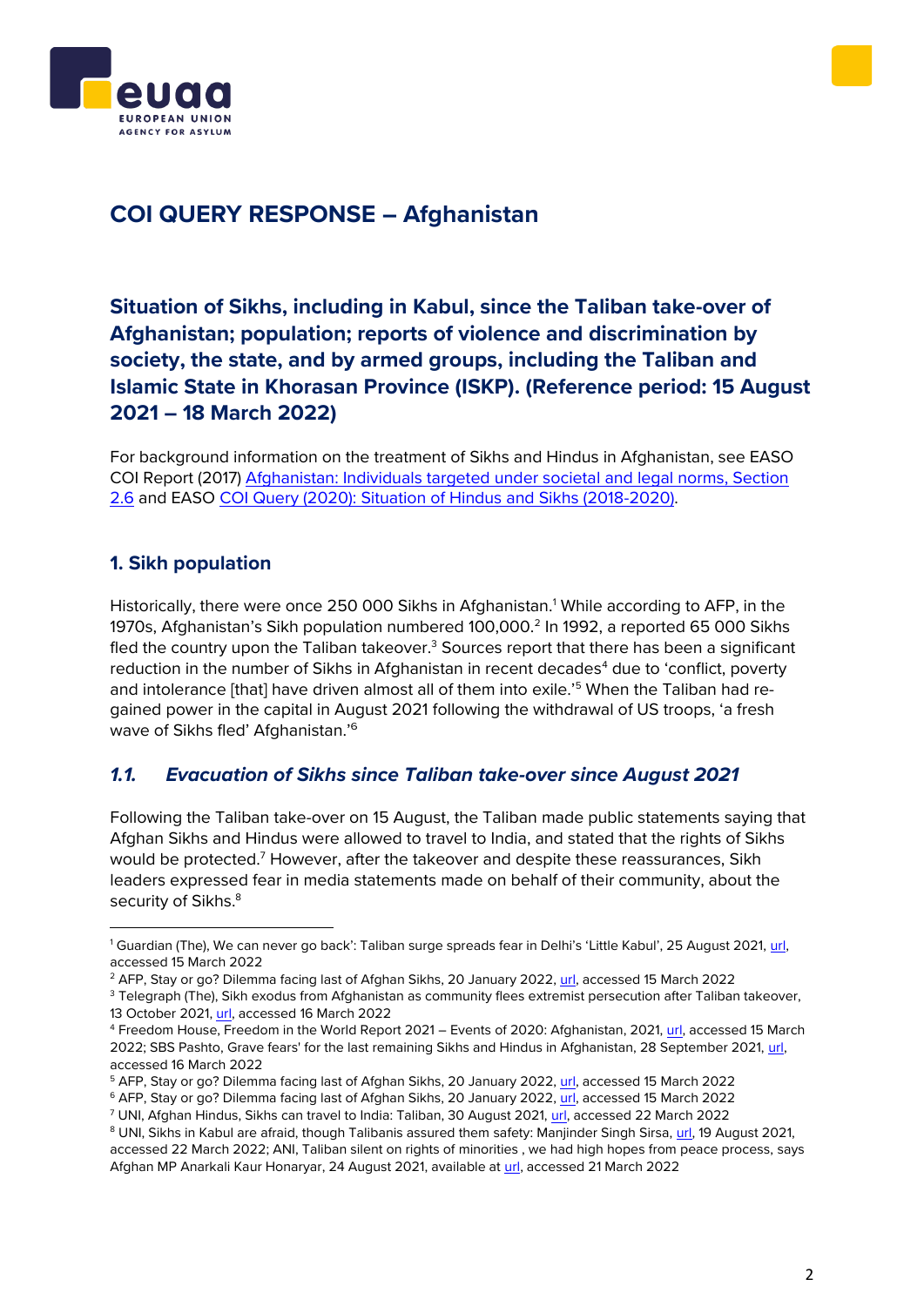# COI QUERY RESPONSE – Afghanistan

## Situation of Sikhs, including in Kabul, since the Taliban take-over of Afghanistan; population; reports of violence and discrimination by society, the state, and by armed groups, including the Taliban and Islamic State in Khorasan Province (ISKP). (Reference period: 15 August 2021 – 18 March 2022)

For background information on the treatment of Sikhs and Hindus in Afghanistan, see EASO COI Report (2017) Afghanistan: Individuals targeted under societal and legal norms, Section 2.6 and EASO COI Query (2020): Situation of Hindus and Sikhs (2018-2020).

### 1. Sikh population

Historically, there were once 250 000 Sikhs in Afghanistan.[1] While according to AFP, in the 1970s, Afghanistan's Sikh population numbered 100,000.[2] In 1992, a reported 65 000 Sikhs fled the country upon the Taliban takeover.[3] Sources report that there has been a significant reduction in the number of Sikhs in Afghanistan in recent decades[4] due to 'conflict, poverty and intolerance [that] have driven almost all of them into exile.'[5] When the Taliban had re-gained power in the capital in August 2021 following the withdrawal of US troops, 'a fresh wave of Sikhs fled' Afghanistan.'[6]

### *1.1. Evacuation of Sikhs since Taliban take-over since August 2021*

Following the Taliban take-over on 15 August, the Taliban made public statements saying that Afghan Sikhs and Hindus were allowed to travel to India, and stated that the rights of Sikhs would be protected.[7] However, after the takeover and despite these reassurances, Sikh leaders expressed fear in media statements made on behalf of their community, about the security of Sikhs.[8]

---

[1] Guardian (The), We can never go back': Taliban surge spreads fear in Delhi's 'Little Kabul', 25 August 2021, url, accessed 15 March 2022

[2] AFP, Stay or go? Dilemma facing last of Afghan Sikhs, 20 January 2022, url, accessed 15 March 2022

[3] Telegraph (The), Sikh exodus from Afghanistan as community flees extremist persecution after Taliban takeover, 13 October 2021, url, accessed 16 March 2022

[4] Freedom House, Freedom in the World Report 2021 – Events of 2020: Afghanistan, 2021, url, accessed 15 March 2022; SBS Pashto, Grave fears' for the last remaining Sikhs and Hindus in Afghanistan, 28 September 2021, url, accessed 16 March 2022

[5] AFP, Stay or go? Dilemma facing last of Afghan Sikhs, 20 January 2022, url, accessed 15 March 2022

[6] AFP, Stay or go? Dilemma facing last of Afghan Sikhs, 20 January 2022, url, accessed 15 March 2022

[7] UNI, Afghan Hindus, Sikhs can travel to India: Taliban, 30 August 2021, url, accessed 22 March 2022

[8] UNI, Sikhs in Kabul are afraid, though Talibanis assured them safety: Manjinder Singh Sirsa, url, 19 August 2021, accessed 22 March 2022; ANI, Taliban silent on rights of minorities , we had high hopes from peace process, says Afghan MP Anarkali Kaur Honaryar, 24 August 2021, available at url, accessed 21 March 2022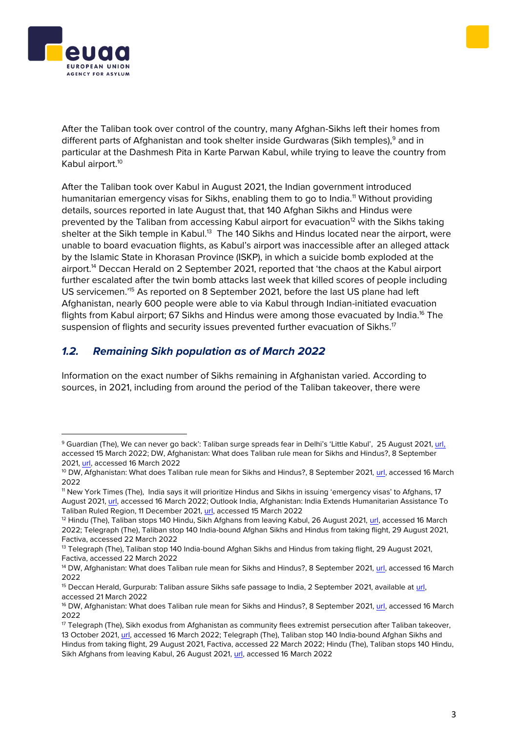After the Taliban took over control of the country, many Afghan-Sikhs left their homes from different parts of Afghanistan and took shelter inside Gurdwaras (Sikh temples),[9] and in particular at the Dashmesh Pita in Karte Parwan Kabul, while trying to leave the country from Kabul airport.[10]

After the Taliban took over Kabul in August 2021, the Indian government introduced humanitarian emergency visas for Sikhs, enabling them to go to India.[11] Without providing details, sources reported in late August that, that 140 Afghan Sikhs and Hindus were prevented by the Taliban from accessing Kabul airport for evacuation[12] with the Sikhs taking shelter at the Sikh temple in Kabul.[13] The 140 Sikhs and Hindus located near the airport, were unable to board evacuation flights, as Kabul's airport was inaccessible after an alleged attack by the Islamic State in Khorasan Province (ISKP), in which a suicide bomb exploded at the airport.[14] Deccan Herald on 2 September 2021, reported that 'the chaos at the Kabul airport further escalated after the twin bomb attacks last week that killed scores of people including US servicemen.'[15] As reported on 8 September 2021, before the last US plane had left Afghanistan, nearly 600 people were able to via Kabul through Indian-initiated evacuation flights from Kabul airport; 67 Sikhs and Hindus were among those evacuated by India.[16] The suspension of flights and security issues prevented further evacuation of Sikhs.[17]

### *1.2. Remaining Sikh population as of March 2022*

Information on the exact number of Sikhs remaining in Afghanistan varied. According to sources, in 2021, including from around the period of the Taliban takeover, there were

---

[9] Guardian (The), We can never go back': Taliban surge spreads fear in Delhi's 'Little Kabul', 25 August 2021, url, accessed 15 March 2022; DW, Afghanistan: What does Taliban rule mean for Sikhs and Hindus?, 8 September 2021, url, accessed 16 March 2022

[10] DW, Afghanistan: What does Taliban rule mean for Sikhs and Hindus?, 8 September 2021, url, accessed 16 March 2022

[11] New York Times (The), India says it will prioritize Hindus and Sikhs in issuing 'emergency visas' to Afghans, 17 August 2021, url, accessed 16 March 2022; Outlook India, Afghanistan: India Extends Humanitarian Assistance To Taliban Ruled Region, 11 December 2021, url, accessed 15 March 2022

[12] Hindu (The), Taliban stops 140 Hindu, Sikh Afghans from leaving Kabul, 26 August 2021, url, accessed 16 March 2022; Telegraph (The), Taliban stop 140 India-bound Afghan Sikhs and Hindus from taking flight, 29 August 2021, Factiva, accessed 22 March 2022

[13] Telegraph (The), Taliban stop 140 India-bound Afghan Sikhs and Hindus from taking flight, 29 August 2021, Factiva, accessed 22 March 2022

[14] DW, Afghanistan: What does Taliban rule mean for Sikhs and Hindus?, 8 September 2021, url, accessed 16 March 2022

[15] Deccan Herald, Gurpurab: Taliban assure Sikhs safe passage to India, 2 September 2021, available at url, accessed 21 March 2022

[16] DW, Afghanistan: What does Taliban rule mean for Sikhs and Hindus?, 8 September 2021, url, accessed 16 March 2022

[17] Telegraph (The), Sikh exodus from Afghanistan as community flees extremist persecution after Taliban takeover, 13 October 2021, url, accessed 16 March 2022; Telegraph (The), Taliban stop 140 India-bound Afghan Sikhs and Hindus from taking flight, 29 August 2021, Factiva, accessed 22 March 2022; Hindu (The), Taliban stops 140 Hindu, Sikh Afghans from leaving Kabul, 26 August 2021, url, accessed 16 March 2022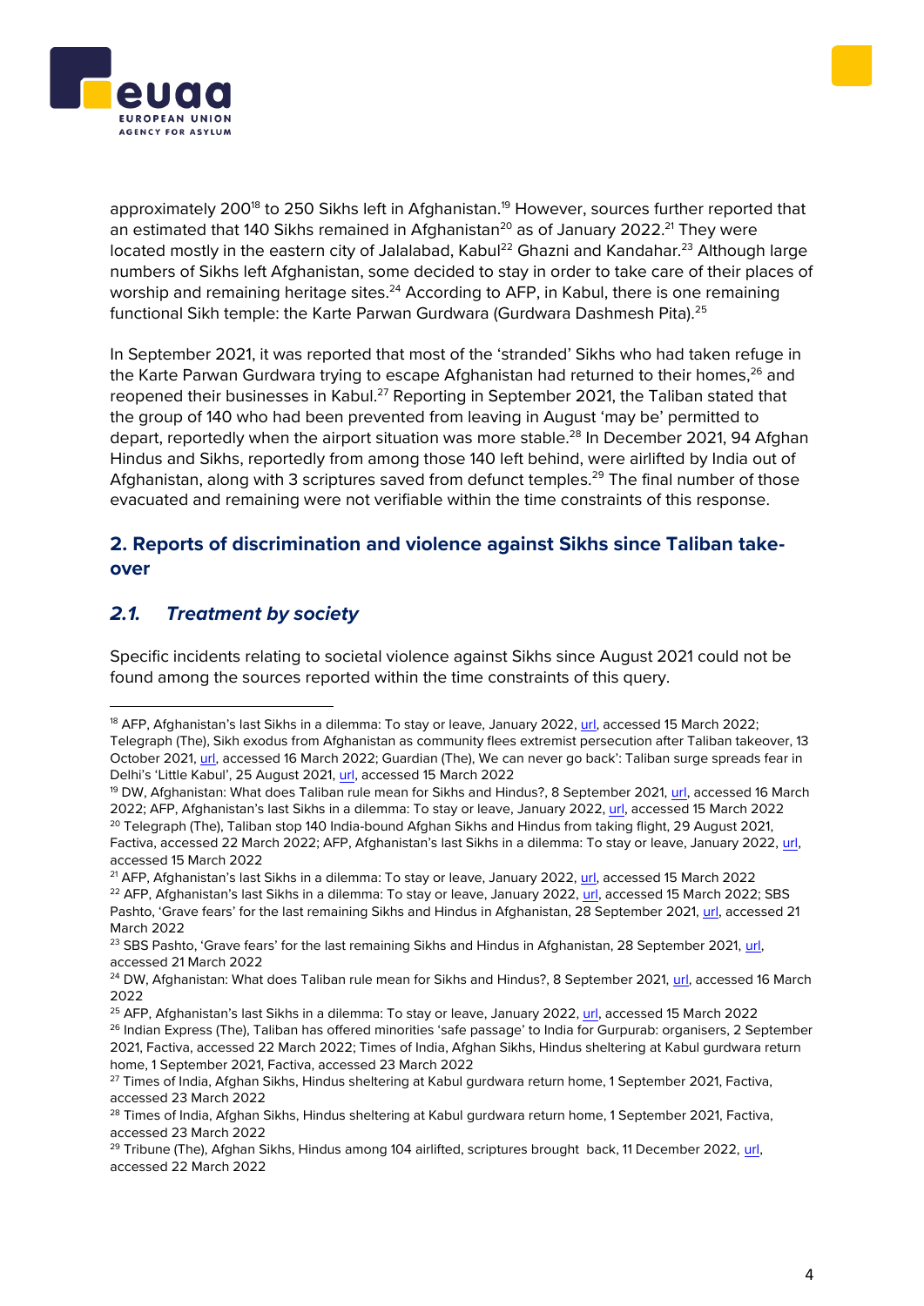approximately 200[18] to 250 Sikhs left in Afghanistan.[19] However, sources further reported that an estimated that 140 Sikhs remained in Afghanistan[20] as of January 2022.[21] They were located mostly in the eastern city of Jalalabad, Kabul[22] Ghazni and Kandahar.[23] Although large numbers of Sikhs left Afghanistan, some decided to stay in order to take care of their places of worship and remaining heritage sites.[24] According to AFP, in Kabul, there is one remaining functional Sikh temple: the Karte Parwan Gurdwara (Gurdwara Dashmesh Pita).[25]

In September 2021, it was reported that most of the 'stranded' Sikhs who had taken refuge in the Karte Parwan Gurdwara trying to escape Afghanistan had returned to their homes,[26] and reopened their businesses in Kabul.[27] Reporting in September 2021, the Taliban stated that the group of 140 who had been prevented from leaving in August 'may be' permitted to depart, reportedly when the airport situation was more stable.[28] In December 2021, 94 Afghan Hindus and Sikhs, reportedly from among those 140 left behind, were airlifted by India out of Afghanistan, along with 3 scriptures saved from defunct temples.[29] The final number of those evacuated and remaining were not verifiable within the time constraints of this response.

## 2. Reports of discrimination and violence against Sikhs since Taliban take-over

### *2.1. Treatment by society*

Specific incidents relating to societal violence against Sikhs since August 2021 could not be found among the sources reported within the time constraints of this query.

---

[18] AFP, Afghanistan's last Sikhs in a dilemma: To stay or leave, January 2022, url, accessed 15 March 2022; Telegraph (The), Sikh exodus from Afghanistan as community flees extremist persecution after Taliban takeover, 13 October 2021, url, accessed 16 March 2022; Guardian (The), We can never go back': Taliban surge spreads fear in Delhi's 'Little Kabul', 25 August 2021, url, accessed 15 March 2022

[19] DW, Afghanistan: What does Taliban rule mean for Sikhs and Hindus?, 8 September 2021, url, accessed 16 March 2022; AFP, Afghanistan's last Sikhs in a dilemma: To stay or leave, January 2022, url, accessed 15 March 2022

[20] Telegraph (The), Taliban stop 140 India-bound Afghan Sikhs and Hindus from taking flight, 29 August 2021, Factiva, accessed 22 March 2022; AFP, Afghanistan's last Sikhs in a dilemma: To stay or leave, January 2022, url, accessed 15 March 2022

[21] AFP, Afghanistan's last Sikhs in a dilemma: To stay or leave, January 2022, url, accessed 15 March 2022

[22] AFP, Afghanistan's last Sikhs in a dilemma: To stay or leave, January 2022, url, accessed 15 March 2022; SBS Pashto, 'Grave fears' for the last remaining Sikhs and Hindus in Afghanistan, 28 September 2021, url, accessed 21 March 2022

[23] SBS Pashto, 'Grave fears' for the last remaining Sikhs and Hindus in Afghanistan, 28 September 2021, url, accessed 21 March 2022

[24] DW, Afghanistan: What does Taliban rule mean for Sikhs and Hindus?, 8 September 2021, url, accessed 16 March 2022

[25] AFP, Afghanistan's last Sikhs in a dilemma: To stay or leave, January 2022, url, accessed 15 March 2022

[26] Indian Express (The), Taliban has offered minorities 'safe passage' to India for Gurpurab: organisers, 2 September 2021, Factiva, accessed 22 March 2022; Times of India, Afghan Sikhs, Hindus sheltering at Kabul gurdwara return home, 1 September 2021, Factiva, accessed 23 March 2022

[27] Times of India, Afghan Sikhs, Hindus sheltering at Kabul gurdwara return home, 1 September 2021, Factiva, accessed 23 March 2022

[28] Times of India, Afghan Sikhs, Hindus sheltering at Kabul gurdwara return home, 1 September 2021, Factiva, accessed 23 March 2022

[29] Tribune (The), Afghan Sikhs, Hindus among 104 airlifted, scriptures brought back, 11 December 2022, url, accessed 22 March 2022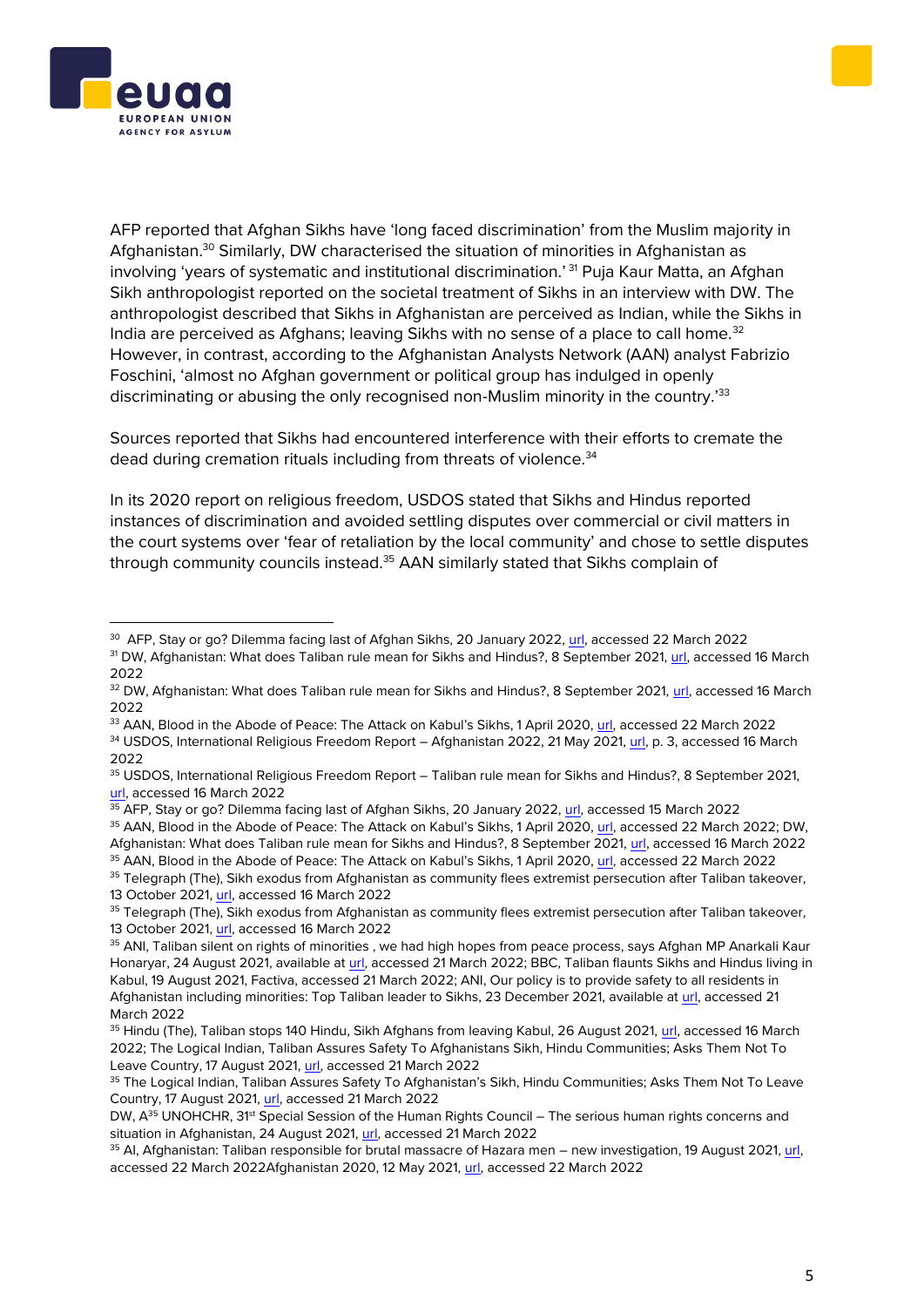AFP reported that Afghan Sikhs have 'long faced discrimination' from the Muslim majority in Afghanistan.[30] Similarly, DW characterised the situation of minorities in Afghanistan as involving 'years of systematic and institutional discrimination.'[31] Puja Kaur Matta, an Afghan Sikh anthropologist reported on the societal treatment of Sikhs in an interview with DW. The anthropologist described that Sikhs in Afghanistan are perceived as Indian, while the Sikhs in India are perceived as Afghans; leaving Sikhs with no sense of a place to call home.[32] However, in contrast, according to the Afghanistan Analysts Network (AAN) analyst Fabrizio Foschini, 'almost no Afghan government or political group has indulged in openly discriminating or abusing the only recognised non-Muslim minority in the country.'[33]

Sources reported that Sikhs had encountered interference with their efforts to cremate the dead during cremation rituals including from threats of violence.[34]

In its 2020 report on religious freedom, USDOS stated that Sikhs and Hindus reported instances of discrimination and avoided settling disputes over commercial or civil matters in the court systems over 'fear of retaliation by the local community' and chose to settle disputes through community councils instead.[35] AAN similarly stated that Sikhs complain of

---

[30] AFP, Stay or go? Dilemma facing last of Afghan Sikhs, 20 January 2022, url, accessed 22 March 2022

[31] DW, Afghanistan: What does Taliban rule mean for Sikhs and Hindus?, 8 September 2021, url, accessed 16 March 2022

[32] DW, Afghanistan: What does Taliban rule mean for Sikhs and Hindus?, 8 September 2021, url, accessed 16 March 2022

[33] AAN, Blood in the Abode of Peace: The Attack on Kabul's Sikhs, 1 April 2020, url, accessed 22 March 2022

[34] USDOS, International Religious Freedom Report – Afghanistan 2022, 21 May 2021, url, p. 3, accessed 16 March 2022

[35] USDOS, International Religious Freedom Report – Taliban rule mean for Sikhs and Hindus?, 8 September 2021, url, accessed 16 March 2022

[35] AFP, Stay or go? Dilemma facing last of Afghan Sikhs, 20 January 2022, url, accessed 15 March 2022

[35] AAN, Blood in the Abode of Peace: The Attack on Kabul's Sikhs, 1 April 2020, url, accessed 22 March 2022; DW, Afghanistan: What does Taliban rule mean for Sikhs and Hindus?, 8 September 2021, url, accessed 16 March 2022

[35] AAN, Blood in the Abode of Peace: The Attack on Kabul's Sikhs, 1 April 2020, url, accessed 22 March 2022

[35] Telegraph (The), Sikh exodus from Afghanistan as community flees extremist persecution after Taliban takeover, 13 October 2021, url, accessed 16 March 2022

[35] Telegraph (The), Sikh exodus from Afghanistan as community flees extremist persecution after Taliban takeover, 13 October 2021, url, accessed 16 March 2022

[35] ANI, Taliban silent on rights of minorities , we had high hopes from peace process, says Afghan MP Anarkali Kaur Honaryar, 24 August 2021, available at url, accessed 21 March 2022; BBC, Taliban flaunts Sikhs and Hindus living in Kabul, 19 August 2021, Factiva, accessed 21 March 2022; ANI, Our policy is to provide safety to all residents in Afghanistan including minorities: Top Taliban leader to Sikhs, 23 December 2021, available at url, accessed 21 March 2022

[35] Hindu (The), Taliban stops 140 Hindu, Sikh Afghans from leaving Kabul, 26 August 2021, url, accessed 16 March 2022; The Logical Indian, Taliban Assures Safety To Afghanistans Sikh, Hindu Communities; Asks Them Not To Leave Country, 17 August 2021, url, accessed 21 March 2022

[35] The Logical Indian, Taliban Assures Safety To Afghanistan's Sikh, Hindu Communities; Asks Them Not To Leave Country, 17 August 2021, url, accessed 21 March 2022

DW, A[35] UNOHCHR, 31st Special Session of the Human Rights Council – The serious human rights concerns and situation in Afghanistan, 24 August 2021, url, accessed 21 March 2022

[35] AI, Afghanistan: Taliban responsible for brutal massacre of Hazara men – new investigation, 19 August 2021, url, accessed 22 March 2022Afghanistan 2020, 12 May 2021, url, accessed 22 March 2022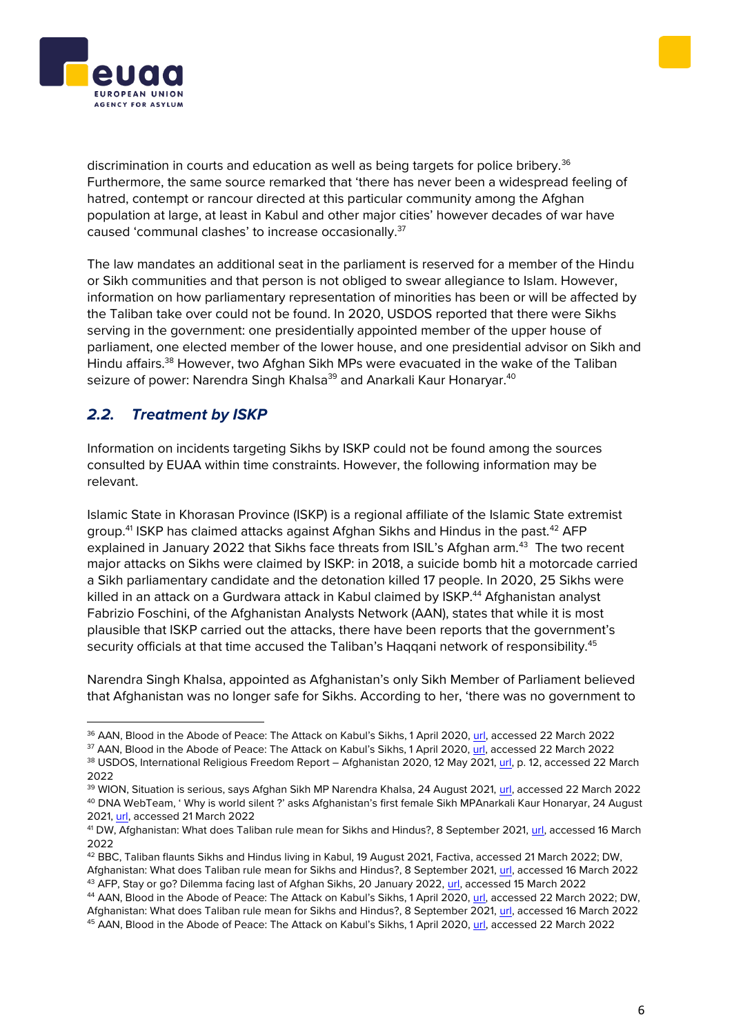discrimination in courts and education as well as being targets for police bribery.[36] Furthermore, the same source remarked that 'there has never been a widespread feeling of hatred, contempt or rancour directed at this particular community among the Afghan population at large, at least in Kabul and other major cities' however decades of war have caused 'communal clashes' to increase occasionally.[37]

The law mandates an additional seat in the parliament is reserved for a member of the Hindu or Sikh communities and that person is not obliged to swear allegiance to Islam. However, information on how parliamentary representation of minorities has been or will be affected by the Taliban take over could not be found. In 2020, USDOS reported that there were Sikhs serving in the government: one presidentially appointed member of the upper house of parliament, one elected member of the lower house, and one presidential advisor on Sikh and Hindu affairs.[38] However, two Afghan Sikh MPs were evacuated in the wake of the Taliban seizure of power: Narendra Singh Khalsa[39] and Anarkali Kaur Honaryar.[40]

## *2.2. Treatment by ISKP*

Information on incidents targeting Sikhs by ISKP could not be found among the sources consulted by EUAA within time constraints. However, the following information may be relevant.

Islamic State in Khorasan Province (ISKP) is a regional affiliate of the Islamic State extremist group.[41] ISKP has claimed attacks against Afghan Sikhs and Hindus in the past.[42] AFP explained in January 2022 that Sikhs face threats from ISIL's Afghan arm.[43] The two recent major attacks on Sikhs were claimed by ISKP: in 2018, a suicide bomb hit a motorcade carried a Sikh parliamentary candidate and the detonation killed 17 people. In 2020, 25 Sikhs were killed in an attack on a Gurdwara attack in Kabul claimed by ISKP.[44] Afghanistan analyst Fabrizio Foschini, of the Afghanistan Analysts Network (AAN), states that while it is most plausible that ISKP carried out the attacks, there have been reports that the government's security officials at that time accused the Taliban's Haqqani network of responsibility.[45]

Narendra Singh Khalsa, appointed as Afghanistan's only Sikh Member of Parliament believed that Afghanistan was no longer safe for Sikhs. According to her, 'there was no government to

---

[36] AAN, Blood in the Abode of Peace: The Attack on Kabul's Sikhs, 1 April 2020, url, accessed 22 March 2022

[37] AAN, Blood in the Abode of Peace: The Attack on Kabul's Sikhs, 1 April 2020, url, accessed 22 March 2022

[38] USDOS, International Religious Freedom Report – Afghanistan 2020, 12 May 2021, url, p. 12, accessed 22 March 2022

[39] WION, Situation is serious, says Afghan Sikh MP Narendra Khalsa, 24 August 2021, url, accessed 22 March 2022

[40] DNA WebTeam, ' Why is world silent ?' asks Afghanistan's first female Sikh MPAnarkali Kaur Honaryar, 24 August 2021, url, accessed 21 March 2022

[41] DW, Afghanistan: What does Taliban rule mean for Sikhs and Hindus?, 8 September 2021, url, accessed 16 March 2022

[42] BBC, Taliban flaunts Sikhs and Hindus living in Kabul, 19 August 2021, Factiva, accessed 21 March 2022; DW, Afghanistan: What does Taliban rule mean for Sikhs and Hindus?, 8 September 2021, url, accessed 16 March 2022

[43] AFP, Stay or go? Dilemma facing last of Afghan Sikhs, 20 January 2022, url, accessed 15 March 2022

[44] AAN, Blood in the Abode of Peace: The Attack on Kabul's Sikhs, 1 April 2020, url, accessed 22 March 2022; DW, Afghanistan: What does Taliban rule mean for Sikhs and Hindus?, 8 September 2021, url, accessed 16 March 2022

[45] AAN, Blood in the Abode of Peace: The Attack on Kabul's Sikhs, 1 April 2020, url, accessed 22 March 2022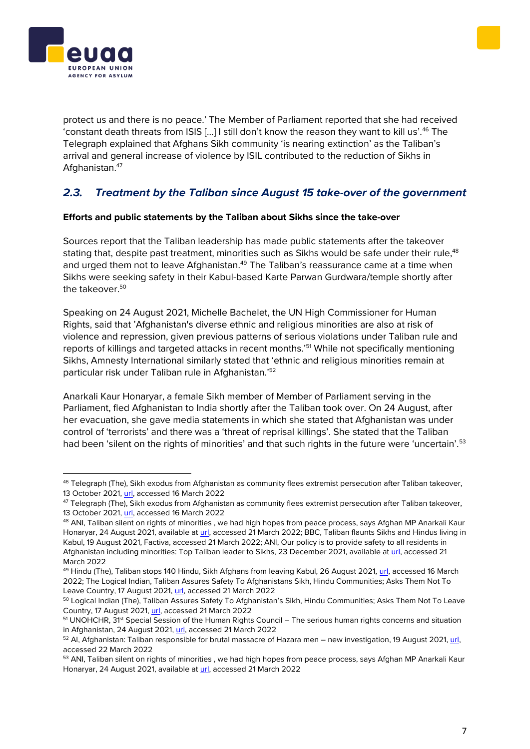protect us and there is no peace.' The Member of Parliament reported that she had received 'constant death threats from ISIS […] I still don't know the reason they want to kill us'.[46] The Telegraph explained that Afghans Sikh community 'is nearing extinction' as the Taliban's arrival and general increase of violence by ISIL contributed to the reduction of Sikhs in Afghanistan.[47]

## 2.3. Treatment by the Taliban since August 15 take-over of the government

**Efforts and public statements by the Taliban about Sikhs since the take-over**

Sources report that the Taliban leadership has made public statements after the takeover stating that, despite past treatment, minorities such as Sikhs would be safe under their rule,[48] and urged them not to leave Afghanistan.[49] The Taliban's reassurance came at a time when Sikhs were seeking safety in their Kabul-based Karte Parwan Gurdwara/temple shortly after the takeover.[50]

Speaking on 24 August 2021, Michelle Bachelet, the UN High Commissioner for Human Rights, said that 'Afghanistan's diverse ethnic and religious minorities are also at risk of violence and repression, given previous patterns of serious violations under Taliban rule and reports of killings and targeted attacks in recent months.'[51] While not specifically mentioning Sikhs, Amnesty International similarly stated that 'ethnic and religious minorities remain at particular risk under Taliban rule in Afghanistan.'[52]

Anarkali Kaur Honaryar, a female Sikh member of Member of Parliament serving in the Parliament, fled Afghanistan to India shortly after the Taliban took over. On 24 August, after her evacuation, she gave media statements in which she stated that Afghanistan was under control of 'terrorists' and there was a 'threat of reprisal killings'. She stated that the Taliban had been 'silent on the rights of minorities' and that such rights in the future were 'uncertain'.[53]

---

[46] Telegraph (The), Sikh exodus from Afghanistan as community flees extremist persecution after Taliban takeover, 13 October 2021, url, accessed 16 March 2022

[47] Telegraph (The), Sikh exodus from Afghanistan as community flees extremist persecution after Taliban takeover, 13 October 2021, url, accessed 16 March 2022

[48] ANI, Taliban silent on rights of minorities , we had high hopes from peace process, says Afghan MP Anarkali Kaur Honaryar, 24 August 2021, available at url, accessed 21 March 2022; BBC, Taliban flaunts Sikhs and Hindus living in Kabul, 19 August 2021, Factiva, accessed 21 March 2022; ANI, Our policy is to provide safety to all residents in Afghanistan including minorities: Top Taliban leader to Sikhs, 23 December 2021, available at url, accessed 21 March 2022

[49] Hindu (The), Taliban stops 140 Hindu, Sikh Afghans from leaving Kabul, 26 August 2021, url, accessed 16 March 2022; The Logical Indian, Taliban Assures Safety To Afghanistans Sikh, Hindu Communities; Asks Them Not To Leave Country, 17 August 2021, url, accessed 21 March 2022

[50] Logical Indian (The), Taliban Assures Safety To Afghanistan's Sikh, Hindu Communities; Asks Them Not To Leave Country, 17 August 2021, url, accessed 21 March 2022

[51] UNOHCHR, 31st Special Session of the Human Rights Council – The serious human rights concerns and situation in Afghanistan, 24 August 2021, url, accessed 21 March 2022

[52] AI, Afghanistan: Taliban responsible for brutal massacre of Hazara men – new investigation, 19 August 2021, url, accessed 22 March 2022

[53] ANI, Taliban silent on rights of minorities , we had high hopes from peace process, says Afghan MP Anarkali Kaur Honaryar, 24 August 2021, available at url, accessed 21 March 2022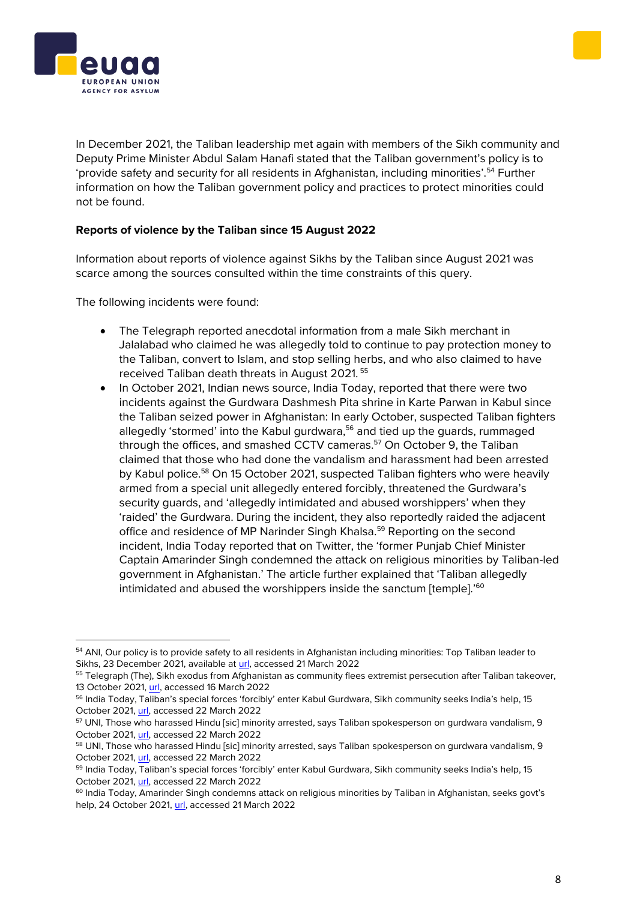In December 2021, the Taliban leadership met again with members of the Sikh community and Deputy Prime Minister Abdul Salam Hanafi stated that the Taliban government's policy is to 'provide safety and security for all residents in Afghanistan, including minorities'.[54] Further information on how the Taliban government policy and practices to protect minorities could not be found.

**Reports of violence by the Taliban since 15 August 2022**

Information about reports of violence against Sikhs by the Taliban since August 2021 was scarce among the sources consulted within the time constraints of this query.

The following incidents were found:

- The Telegraph reported anecdotal information from a male Sikh merchant in Jalalabad who claimed he was allegedly told to continue to pay protection money to the Taliban, convert to Islam, and stop selling herbs, and who also claimed to have received Taliban death threats in August 2021. [55]
- In October 2021, Indian news source, India Today, reported that there were two incidents against the Gurdwara Dashmesh Pita shrine in Karte Parwan in Kabul since the Taliban seized power in Afghanistan: In early October, suspected Taliban fighters allegedly 'stormed' into the Kabul gurdwara,[56] and tied up the guards, rummaged through the offices, and smashed CCTV cameras.[57] On October 9, the Taliban claimed that those who had done the vandalism and harassment had been arrested by Kabul police.[58] On 15 October 2021, suspected Taliban fighters who were heavily armed from a special unit allegedly entered forcibly, threatened the Gurdwara's security guards, and 'allegedly intimidated and abused worshippers' when they 'raided' the Gurdwara. During the incident, they also reportedly raided the adjacent office and residence of MP Narinder Singh Khalsa.[59] Reporting on the second incident, India Today reported that on Twitter, the 'former Punjab Chief Minister Captain Amarinder Singh condemned the attack on religious minorities by Taliban-led government in Afghanistan.' The article further explained that 'Taliban allegedly intimidated and abused the worshippers inside the sanctum [temple].'[60]

---

[54] ANI, Our policy is to provide safety to all residents in Afghanistan including minorities: Top Taliban leader to Sikhs, 23 December 2021, available at url, accessed 21 March 2022

[55] Telegraph (The), Sikh exodus from Afghanistan as community flees extremist persecution after Taliban takeover, 13 October 2021, url, accessed 16 March 2022

[56] India Today, Taliban's special forces 'forcibly' enter Kabul Gurdwara, Sikh community seeks India's help, 15 October 2021, url, accessed 22 March 2022

[57] UNI, Those who harassed Hindu [sic] minority arrested, says Taliban spokesperson on gurdwara vandalism, 9 October 2021, url, accessed 22 March 2022

[58] UNI, Those who harassed Hindu [sic] minority arrested, says Taliban spokesperson on gurdwara vandalism, 9 October 2021, url, accessed 22 March 2022

[59] India Today, Taliban's special forces 'forcibly' enter Kabul Gurdwara, Sikh community seeks India's help, 15 October 2021, url, accessed 22 March 2022

[60] India Today, Amarinder Singh condemns attack on religious minorities by Taliban in Afghanistan, seeks govt's help, 24 October 2021, url, accessed 21 March 2022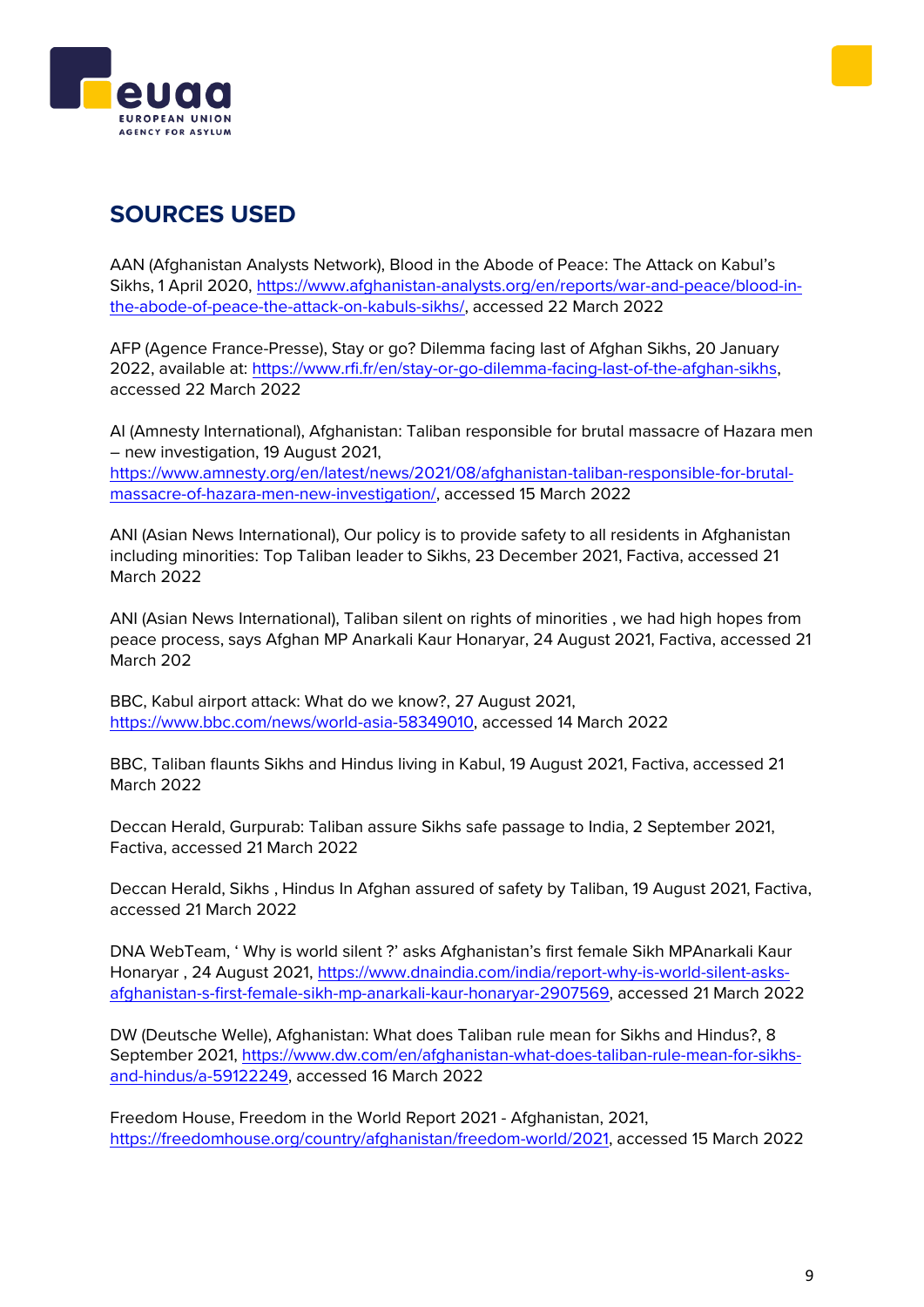# SOURCES USED

AAN (Afghanistan Analysts Network), Blood in the Abode of Peace: The Attack on Kabul's Sikhs, 1 April 2020, https://www.afghanistan-analysts.org/en/reports/war-and-peace/blood-in-the-abode-of-peace-the-attack-on-kabuls-sikhs/, accessed 22 March 2022

AFP (Agence France-Presse), Stay or go? Dilemma facing last of Afghan Sikhs, 20 January 2022, available at: https://www.rfi.fr/en/stay-or-go-dilemma-facing-last-of-the-afghan-sikhs, accessed 22 March 2022

AI (Amnesty International), Afghanistan: Taliban responsible for brutal massacre of Hazara men – new investigation, 19 August 2021, https://www.amnesty.org/en/latest/news/2021/08/afghanistan-taliban-responsible-for-brutal-massacre-of-hazara-men-new-investigation/, accessed 15 March 2022

ANI (Asian News International), Our policy is to provide safety to all residents in Afghanistan including minorities: Top Taliban leader to Sikhs, 23 December 2021, Factiva, accessed 21 March 2022

ANI (Asian News International), Taliban silent on rights of minorities , we had high hopes from peace process, says Afghan MP Anarkali Kaur Honaryar, 24 August 2021, Factiva, accessed 21 March 202

BBC, Kabul airport attack: What do we know?, 27 August 2021, https://www.bbc.com/news/world-asia-58349010, accessed 14 March 2022

BBC, Taliban flaunts Sikhs and Hindus living in Kabul, 19 August 2021, Factiva, accessed 21 March 2022

Deccan Herald, Gurpurab: Taliban assure Sikhs safe passage to India, 2 September 2021, Factiva, accessed 21 March 2022

Deccan Herald, Sikhs , Hindus In Afghan assured of safety by Taliban, 19 August 2021, Factiva, accessed 21 March 2022

DNA WebTeam, ' Why is world silent ?' asks Afghanistan's first female Sikh MPAnarkali Kaur Honaryar , 24 August 2021, https://www.dnaindia.com/india/report-why-is-world-silent-asks-afghanistan-s-first-female-sikh-mp-anarkali-kaur-honaryar-2907569, accessed 21 March 2022

DW (Deutsche Welle), Afghanistan: What does Taliban rule mean for Sikhs and Hindus?, 8 September 2021, https://www.dw.com/en/afghanistan-what-does-taliban-rule-mean-for-sikhs-and-hindus/a-59122249, accessed 16 March 2022

Freedom House, Freedom in the World Report 2021 - Afghanistan, 2021, https://freedomhouse.org/country/afghanistan/freedom-world/2021, accessed 15 March 2022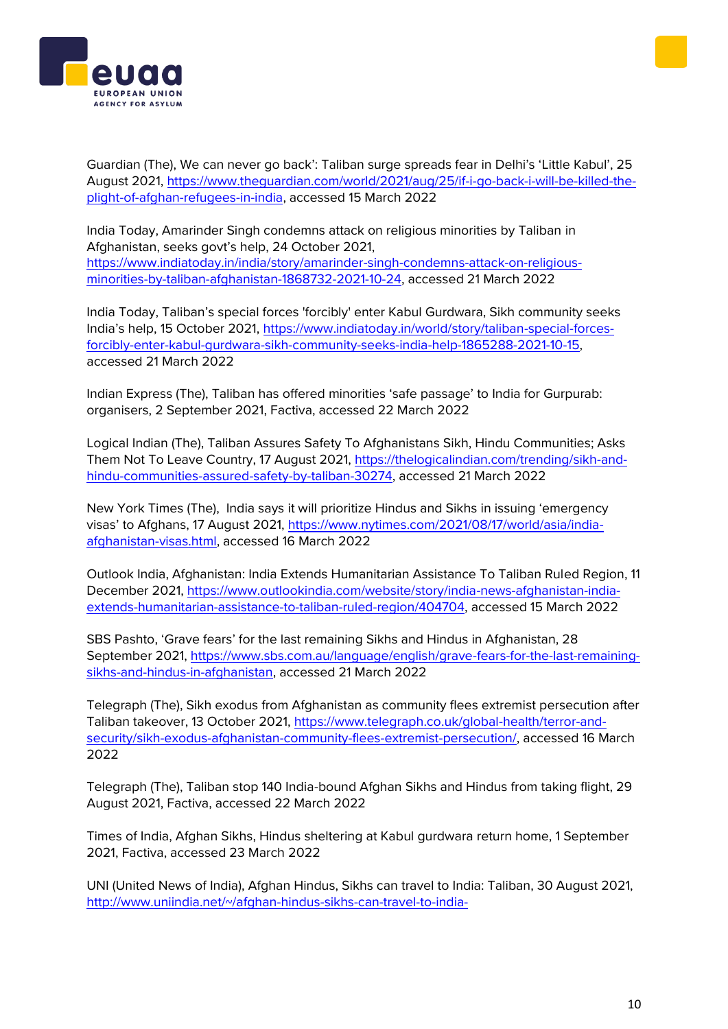Guardian (The), We can never go back': Taliban surge spreads fear in Delhi's 'Little Kabul', 25 August 2021, https://www.theguardian.com/world/2021/aug/25/if-i-go-back-i-will-be-killed-the-plight-of-afghan-refugees-in-india, accessed 15 March 2022

India Today, Amarinder Singh condemns attack on religious minorities by Taliban in Afghanistan, seeks govt's help, 24 October 2021, https://www.indiatoday.in/india/story/amarinder-singh-condemns-attack-on-religious-minorities-by-taliban-afghanistan-1868732-2021-10-24, accessed 21 March 2022

India Today, Taliban's special forces 'forcibly' enter Kabul Gurdwara, Sikh community seeks India's help, 15 October 2021, https://www.indiatoday.in/world/story/taliban-special-forces-forcibly-enter-kabul-gurdwara-sikh-community-seeks-india-help-1865288-2021-10-15, accessed 21 March 2022

Indian Express (The), Taliban has offered minorities 'safe passage' to India for Gurpurab: organisers, 2 September 2021, Factiva, accessed 22 March 2022

Logical Indian (The), Taliban Assures Safety To Afghanistans Sikh, Hindu Communities; Asks Them Not To Leave Country, 17 August 2021, https://thelogicalindian.com/trending/sikh-and-hindu-communities-assured-safety-by-taliban-30274, accessed 21 March 2022

New York Times (The), India says it will prioritize Hindus and Sikhs in issuing 'emergency visas' to Afghans, 17 August 2021, https://www.nytimes.com/2021/08/17/world/asia/india-afghanistan-visas.html, accessed 16 March 2022

Outlook India, Afghanistan: India Extends Humanitarian Assistance To Taliban Ruled Region, 11 December 2021, https://www.outlookindia.com/website/story/india-news-afghanistan-india-extends-humanitarian-assistance-to-taliban-ruled-region/404704, accessed 15 March 2022

SBS Pashto, 'Grave fears' for the last remaining Sikhs and Hindus in Afghanistan, 28 September 2021, https://www.sbs.com.au/language/english/grave-fears-for-the-last-remaining-sikhs-and-hindus-in-afghanistan, accessed 21 March 2022

Telegraph (The), Sikh exodus from Afghanistan as community flees extremist persecution after Taliban takeover, 13 October 2021, https://www.telegraph.co.uk/global-health/terror-and-security/sikh-exodus-afghanistan-community-flees-extremist-persecution/, accessed 16 March 2022

Telegraph (The), Taliban stop 140 India-bound Afghan Sikhs and Hindus from taking flight, 29 August 2021, Factiva, accessed 22 March 2022

Times of India, Afghan Sikhs, Hindus sheltering at Kabul gurdwara return home, 1 September 2021, Factiva, accessed 23 March 2022

UNI (United News of India), Afghan Hindus, Sikhs can travel to India: Taliban, 30 August 2021, http://www.uniindia.net/~/afghan-hindus-sikhs-can-travel-to-india-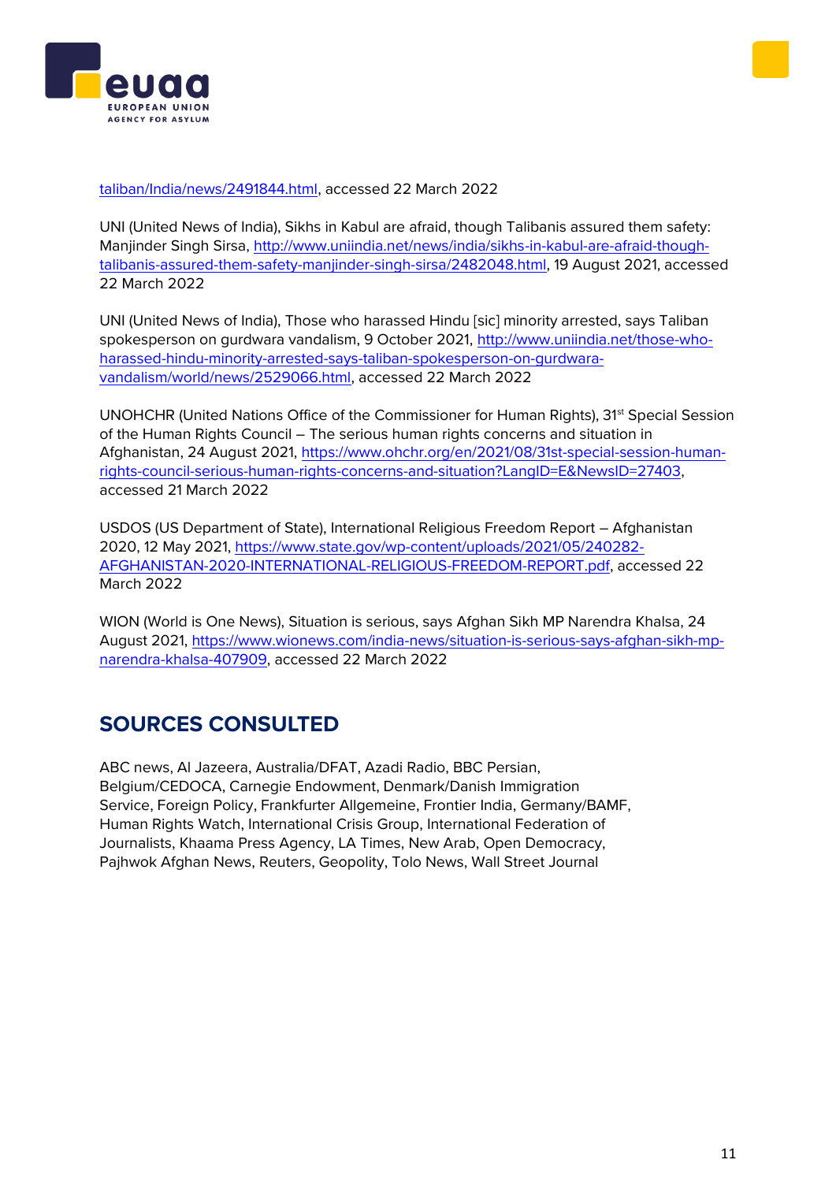[taliban/India/news/2491844.html](taliban/India/news/2491844.html), accessed 22 March 2022

UNI (United News of India), Sikhs in Kabul are afraid, though Talibanis assured them safety: Manjinder Singh Sirsa, [http://www.uniindia.net/news/india/sikhs-in-kabul-are-afraid-though-talibanis-assured-them-safety-manjinder-singh-sirsa/2482048.html](http://www.uniindia.net/news/india/sikhs-in-kabul-are-afraid-though-talibanis-assured-them-safety-manjinder-singh-sirsa/2482048.html), 19 August 2021, accessed 22 March 2022

UNI (United News of India), Those who harassed Hindu [sic] minority arrested, says Taliban spokesperson on gurdwara vandalism, 9 October 2021, [http://www.uniindia.net/those-who-harassed-hindu-minority-arrested-says-taliban-spokesperson-on-gurdwara-vandalism/world/news/2529066.html](http://www.uniindia.net/those-who-harassed-hindu-minority-arrested-says-taliban-spokesperson-on-gurdwara-vandalism/world/news/2529066.html), accessed 22 March 2022

UNOHCHR (United Nations Office of the Commissioner for Human Rights), 31st Special Session of the Human Rights Council – The serious human rights concerns and situation in Afghanistan, 24 August 2021, [https://www.ohchr.org/en/2021/08/31st-special-session-human-rights-council-serious-human-rights-concerns-and-situation?LangID=E&NewsID=27403](https://www.ohchr.org/en/2021/08/31st-special-session-human-rights-council-serious-human-rights-concerns-and-situation?LangID=E&NewsID=27403), accessed 21 March 2022

USDOS (US Department of State), International Religious Freedom Report – Afghanistan 2020, 12 May 2021, [https://www.state.gov/wp-content/uploads/2021/05/240282-AFGHANISTAN-2020-INTERNATIONAL-RELIGIOUS-FREEDOM-REPORT.pdf](https://www.state.gov/wp-content/uploads/2021/05/240282-AFGHANISTAN-2020-INTERNATIONAL-RELIGIOUS-FREEDOM-REPORT.pdf), accessed 22 March 2022

WION (World is One News), Situation is serious, says Afghan Sikh MP Narendra Khalsa, 24 August 2021, [https://www.wionews.com/india-news/situation-is-serious-says-afghan-sikh-mp-narendra-khalsa-407909](https://www.wionews.com/india-news/situation-is-serious-says-afghan-sikh-mp-narendra-khalsa-407909), accessed 22 March 2022

## SOURCES CONSULTED

ABC news, Al Jazeera, Australia/DFAT, Azadi Radio, BBC Persian, Belgium/CEDOCA, Carnegie Endowment, Denmark/Danish Immigration Service, Foreign Policy, Frankfurter Allgemeine, Frontier India, Germany/BAMF, Human Rights Watch, International Crisis Group, International Federation of Journalists, Khaama Press Agency, LA Times, New Arab, Open Democracy, Pajhwok Afghan News, Reuters, Geopolity, Tolo News, Wall Street Journal